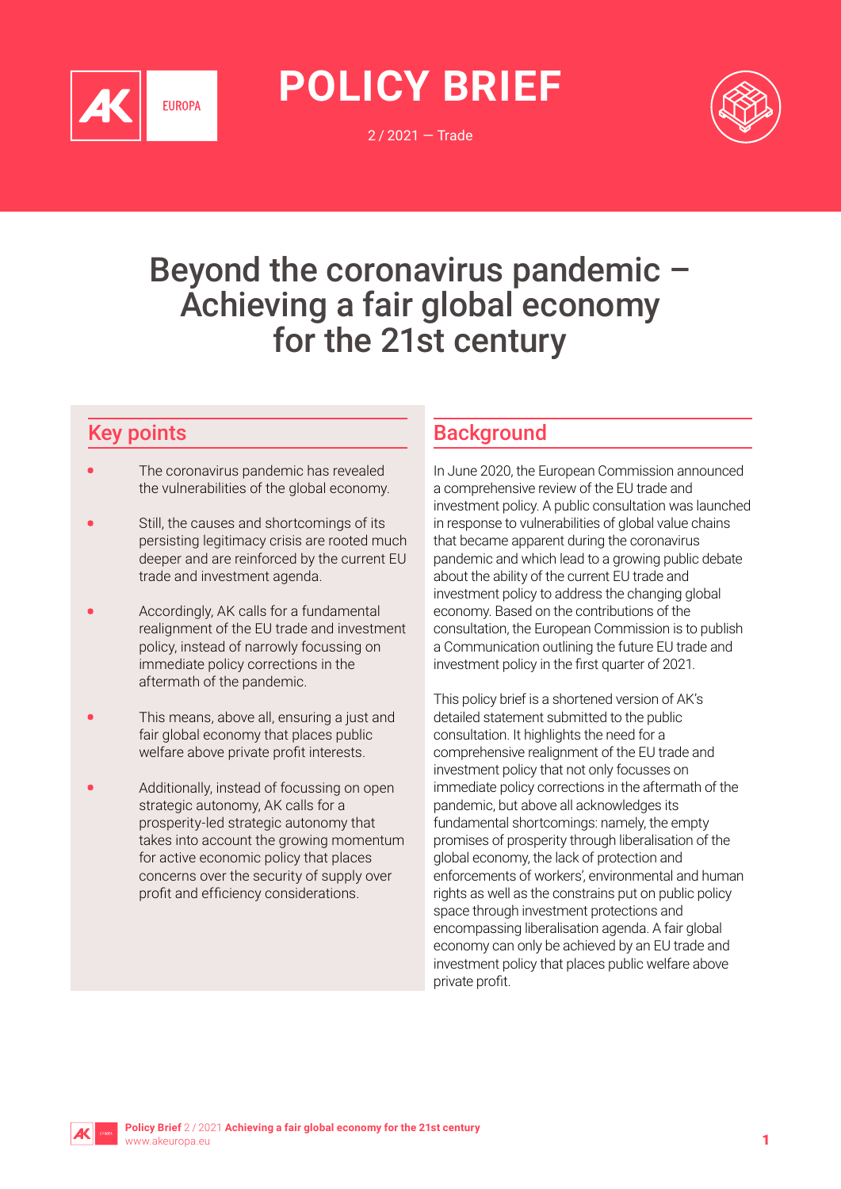# POLICY BRIEF

2 / 2021 — Trade

# Beyond the coronavirus pandemic – Achieving a fair global economy for the 21st century

## Key points

- The coronavirus pandemic has revealed the vulnerabilities of the global economy.
- Still, the causes and shortcomings of its persisting legitimacy crisis are rooted much deeper and are reinforced by the current EU trade and investment agenda.
- Accordingly, AK calls for a fundamental realignment of the EU trade and investment policy, instead of narrowly focussing on immediate policy corrections in the aftermath of the pandemic.
- This means, above all, ensuring a just and fair global economy that places public welfare above private profit interests.
- Additionally, instead of focussing on open strategic autonomy, AK calls for a prosperity-led strategic autonomy that takes into account the growing momentum for active economic policy that places concerns over the security of supply over profit and efficiency considerations.

## Background

In June 2020, the European Commission announced a comprehensive review of the EU trade and investment policy. A public consultation was launched in response to vulnerabilities of global value chains that became apparent during the coronavirus pandemic and which lead to a growing public debate about the ability of the current EU trade and investment policy to address the changing global economy. Based on the contributions of the consultation, the European Commission is to publish a Communication outlining the future EU trade and investment policy in the first quarter of 2021.

This policy brief is a shortened version of AK's detailed statement submitted to the public consultation. It highlights the need for a comprehensive realignment of the EU trade and investment policy that not only focusses on immediate policy corrections in the aftermath of the pandemic, but above all acknowledges its fundamental shortcomings: namely, the empty promises of prosperity through liberalisation of the global economy, the lack of protection and enforcements of workers', environmental and human rights as well as the constrains put on public policy space through investment protections and encompassing liberalisation agenda. A fair global economy can only be achieved by an EU trade and investment policy that places public welfare above private profit.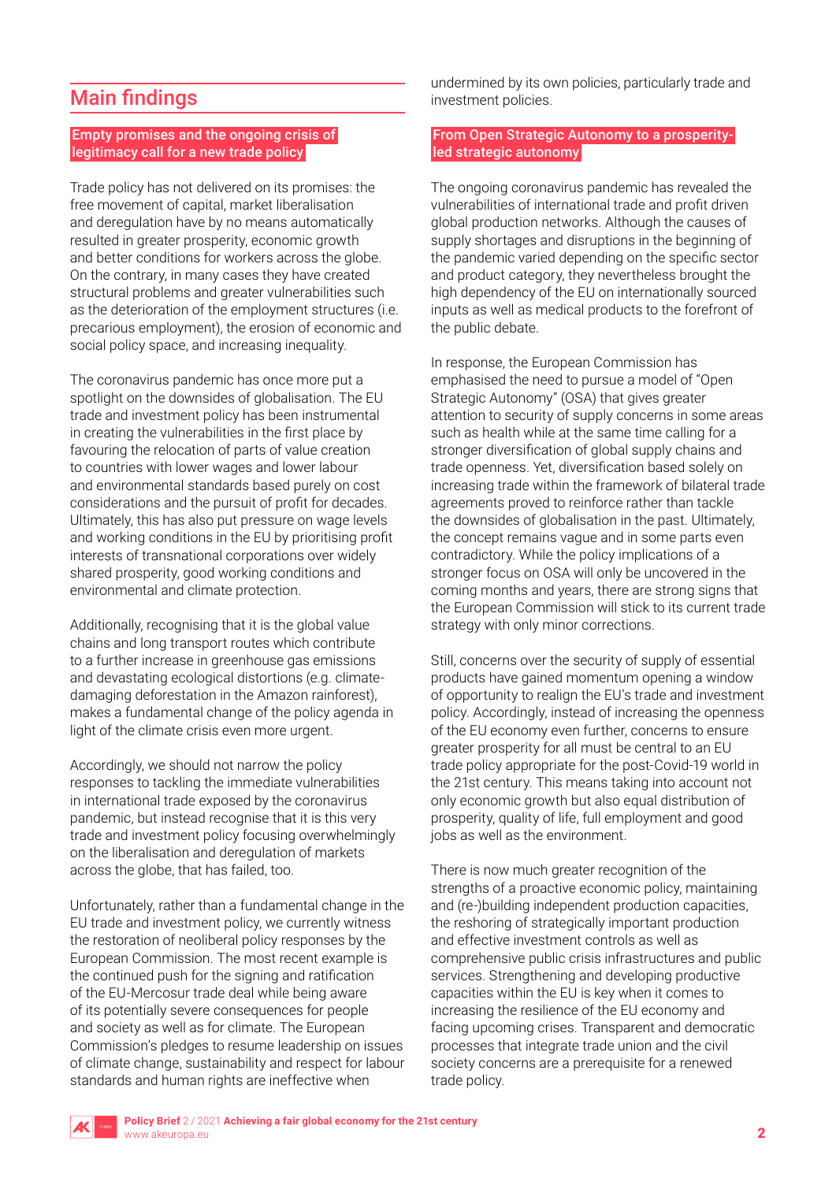## Main findings

### Empty promises and the ongoing crisis of legitimacy call for a new trade policy

Trade policy has not delivered on its promises: the free movement of capital, market liberalisation and deregulation have by no means automatically resulted in greater prosperity, economic growth and better conditions for workers across the globe. On the contrary, in many cases they have created structural problems and greater vulnerabilities such as the deterioration of the employment structures (i.e. precarious employment), the erosion of economic and social policy space, and increasing inequality.

The coronavirus pandemic has once more put a spotlight on the downsides of globalisation. The EU trade and investment policy has been instrumental in creating the vulnerabilities in the first place by favouring the relocation of parts of value creation to countries with lower wages and lower labour and environmental standards based purely on cost considerations and the pursuit of profit for decades. Ultimately, this has also put pressure on wage levels and working conditions in the EU by prioritising profit interests of transnational corporations over widely shared prosperity, good working conditions and environmental and climate protection.

Additionally, recognising that it is the global value chains and long transport routes which contribute to a further increase in greenhouse gas emissions and devastating ecological distortions (e.g. climate-damaging deforestation in the Amazon rainforest), makes a fundamental change of the policy agenda in light of the climate crisis even more urgent.

Accordingly, we should not narrow the policy responses to tackling the immediate vulnerabilities in international trade exposed by the coronavirus pandemic, but instead recognise that it is this very trade and investment policy focusing overwhelmingly on the liberalisation and deregulation of markets across the globe, that has failed, too.

Unfortunately, rather than a fundamental change in the EU trade and investment policy, we currently witness the restoration of neoliberal policy responses by the European Commission. The most recent example is the continued push for the signing and ratification of the EU-Mercosur trade deal while being aware of its potentially severe consequences for people and society as well as for climate. The European Commission's pledges to resume leadership on issues of climate change, sustainability and respect for labour standards and human rights are ineffective when undermined by its own policies, particularly trade and investment policies.

### From Open Strategic Autonomy to a prosperity-led strategic autonomy

The ongoing coronavirus pandemic has revealed the vulnerabilities of international trade and profit driven global production networks. Although the causes of supply shortages and disruptions in the beginning of the pandemic varied depending on the specific sector and product category, they nevertheless brought the high dependency of the EU on internationally sourced inputs as well as medical products to the forefront of the public debate.

In response, the European Commission has emphasised the need to pursue a model of "Open Strategic Autonomy" (OSA) that gives greater attention to security of supply concerns in some areas such as health while at the same time calling for a stronger diversification of global supply chains and trade openness. Yet, diversification based solely on increasing trade within the framework of bilateral trade agreements proved to reinforce rather than tackle the downsides of globalisation in the past. Ultimately, the concept remains vague and in some parts even contradictory. While the policy implications of a stronger focus on OSA will only be uncovered in the coming months and years, there are strong signs that the European Commission will stick to its current trade strategy with only minor corrections.

Still, concerns over the security of supply of essential products have gained momentum opening a window of opportunity to realign the EU's trade and investment policy. Accordingly, instead of increasing the openness of the EU economy even further, concerns to ensure greater prosperity for all must be central to an EU trade policy appropriate for the post-Covid-19 world in the 21st century. This means taking into account not only economic growth but also equal distribution of prosperity, quality of life, full employment and good jobs as well as the environment.

There is now much greater recognition of the strengths of a proactive economic policy, maintaining and (re-)building independent production capacities, the reshoring of strategically important production and effective investment controls as well as comprehensive public crisis infrastructures and public services. Strengthening and developing productive capacities within the EU is key when it comes to increasing the resilience of the EU economy and facing upcoming crises. Transparent and democratic processes that integrate trade union and the civil society concerns are a prerequisite for a renewed trade policy.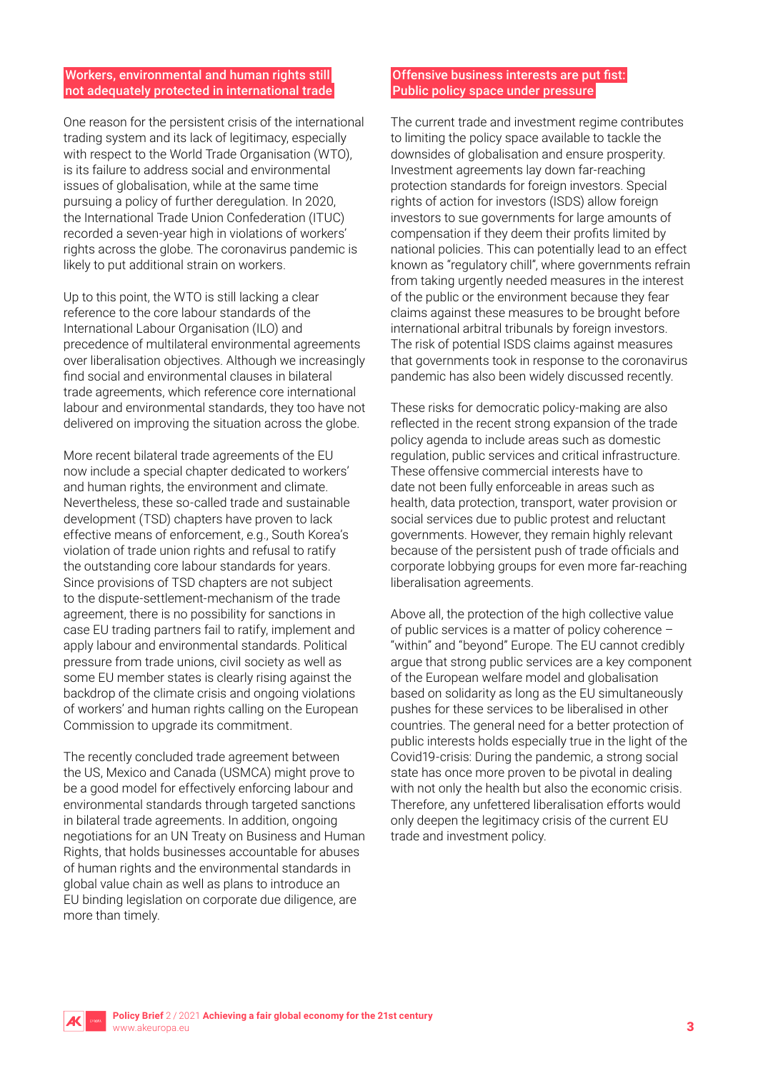## Workers, environmental and human rights still not adequately protected in international trade

One reason for the persistent crisis of the international trading system and its lack of legitimacy, especially with respect to the World Trade Organisation (WTO), is its failure to address social and environmental issues of globalisation, while at the same time pursuing a policy of further deregulation. In 2020, the International Trade Union Confederation (ITUC) recorded a seven-year high in violations of workers' rights across the globe. The coronavirus pandemic is likely to put additional strain on workers.

Up to this point, the WTO is still lacking a clear reference to the core labour standards of the International Labour Organisation (ILO) and precedence of multilateral environmental agreements over liberalisation objectives. Although we increasingly find social and environmental clauses in bilateral trade agreements, which reference core international labour and environmental standards, they too have not delivered on improving the situation across the globe.

More recent bilateral trade agreements of the EU now include a special chapter dedicated to workers' and human rights, the environment and climate. Nevertheless, these so-called trade and sustainable development (TSD) chapters have proven to lack effective means of enforcement, e.g., South Korea's violation of trade union rights and refusal to ratify the outstanding core labour standards for years. Since provisions of TSD chapters are not subject to the dispute-settlement-mechanism of the trade agreement, there is no possibility for sanctions in case EU trading partners fail to ratify, implement and apply labour and environmental standards. Political pressure from trade unions, civil society as well as some EU member states is clearly rising against the backdrop of the climate crisis and ongoing violations of workers' and human rights calling on the European Commission to upgrade its commitment.

The recently concluded trade agreement between the US, Mexico and Canada (USMCA) might prove to be a good model for effectively enforcing labour and environmental standards through targeted sanctions in bilateral trade agreements. In addition, ongoing negotiations for an UN Treaty on Business and Human Rights, that holds businesses accountable for abuses of human rights and the environmental standards in global value chain as well as plans to introduce an EU binding legislation on corporate due diligence, are more than timely.

## Offensive business interests are put fist: Public policy space under pressure

The current trade and investment regime contributes to limiting the policy space available to tackle the downsides of globalisation and ensure prosperity. Investment agreements lay down far-reaching protection standards for foreign investors. Special rights of action for investors (ISDS) allow foreign investors to sue governments for large amounts of compensation if they deem their profits limited by national policies. This can potentially lead to an effect known as "regulatory chill", where governments refrain from taking urgently needed measures in the interest of the public or the environment because they fear claims against these measures to be brought before international arbitral tribunals by foreign investors. The risk of potential ISDS claims against measures that governments took in response to the coronavirus pandemic has also been widely discussed recently.

These risks for democratic policy-making are also reflected in the recent strong expansion of the trade policy agenda to include areas such as domestic regulation, public services and critical infrastructure. These offensive commercial interests have to date not been fully enforceable in areas such as health, data protection, transport, water provision or social services due to public protest and reluctant governments. However, they remain highly relevant because of the persistent push of trade officials and corporate lobbying groups for even more far-reaching liberalisation agreements.

Above all, the protection of the high collective value of public services is a matter of policy coherence – "within" and "beyond" Europe. The EU cannot credibly argue that strong public services are a key component of the European welfare model and globalisation based on solidarity as long as the EU simultaneously pushes for these services to be liberalised in other countries. The general need for a better protection of public interests holds especially true in the light of the Covid19-crisis: During the pandemic, a strong social state has once more proven to be pivotal in dealing with not only the health but also the economic crisis. Therefore, any unfettered liberalisation efforts would only deepen the legitimacy crisis of the current EU trade and investment policy.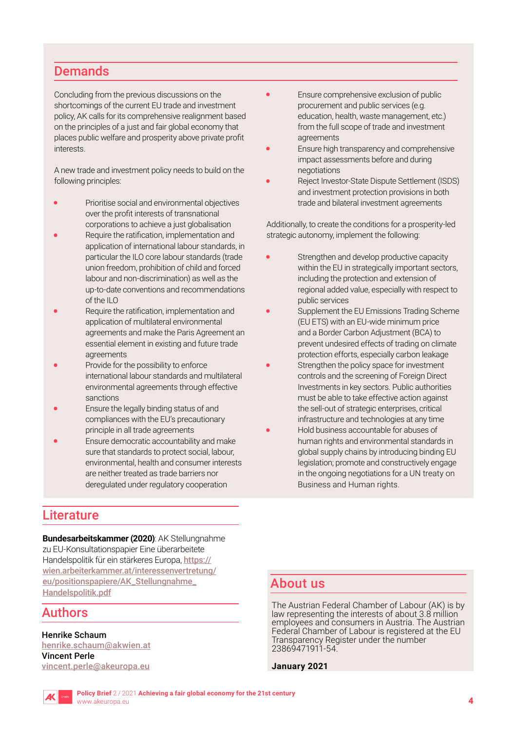## Demands

Concluding from the previous discussions on the shortcomings of the current EU trade and investment policy, AK calls for its comprehensive realignment based on the principles of a just and fair global economy that places public welfare and prosperity above private profit interests.

A new trade and investment policy needs to build on the following principles:

- Prioritise social and environmental objectives over the profit interests of transnational corporations to achieve a just globalisation
- Require the ratification, implementation and application of international labour standards, in particular the ILO core labour standards (trade union freedom, prohibition of child and forced labour and non-discrimination) as well as the up-to-date conventions and recommendations of the ILO
- Require the ratification, implementation and application of multilateral environmental agreements and make the Paris Agreement an essential element in existing and future trade agreements
- Provide for the possibility to enforce international labour standards and multilateral environmental agreements through effective sanctions
- Ensure the legally binding status of and compliances with the EU's precautionary principle in all trade agreements
- Ensure democratic accountability and make sure that standards to protect social, labour, environmental, health and consumer interests are neither treated as trade barriers nor deregulated under regulatory cooperation
- Ensure comprehensive exclusion of public procurement and public services (e.g. education, health, waste management, etc.) from the full scope of trade and investment agreements
- Ensure high transparency and comprehensive impact assessments before and during negotiations
- Reject Investor-State Dispute Settlement (ISDS) and investment protection provisions in both trade and bilateral investment agreements

Additionally, to create the conditions for a prosperity-led strategic autonomy, implement the following:

- Strengthen and develop productive capacity within the EU in strategically important sectors, including the protection and extension of regional added value, especially with respect to public services
- Supplement the EU Emissions Trading Scheme (EU ETS) with an EU-wide minimum price and a Border Carbon Adjustment (BCA) to prevent undesired effects of trading on climate protection efforts, especially carbon leakage
- Strengthen the policy space for investment controls and the screening of Foreign Direct Investments in key sectors. Public authorities must be able to take effective action against the sell-out of strategic enterprises, critical infrastructure and technologies at any time
- Hold business accountable for abuses of human rights and environmental standards in global supply chains by introducing binding EU legislation; promote and constructively engage in the ongoing negotiations for a UN treaty on Business and Human rights.

## Literature

**Bundesarbeitskammer (2020)**: AK Stellungnahme zu EU-Konsultationspapier Eine überarbeitete Handelspolitik für ein stärkeres Europa, https://wien.arbeiterkammer.at/interessenvertretung/eu/positionspapiere/AK_Stellungnahme_Handelspolitik.pdf

## Authors

Henrike Schaum
henrike.schaum@akwien.at
Vincent Perle
vincent.perle@akeuropa.eu

## About us

The Austrian Federal Chamber of Labour (AK) is by law representing the interests of about 3.8 million employees and consumers in Austria. The Austrian Federal Chamber of Labour is registered at the EU Transparency Register under the number 23869471911-54.

**January 2021**